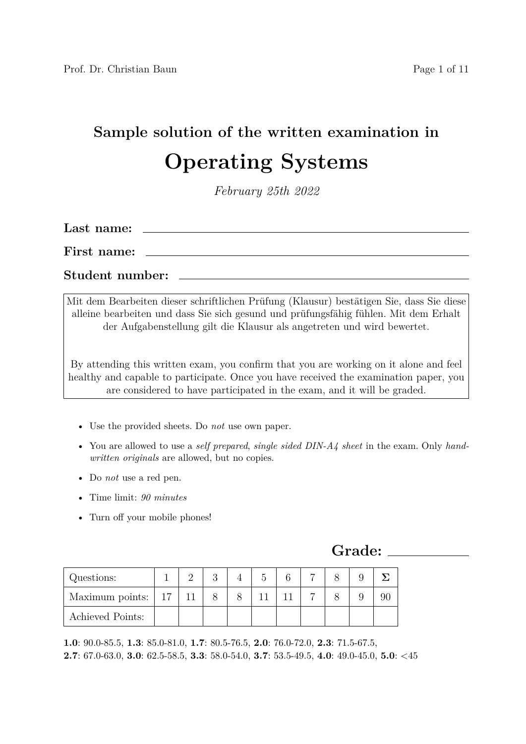# Sample solution of the written examination in

# Operating Systems

*February 25th 2022*

**Last name:** ______________________________

**First name:** ______________________________

**Student number:** ______________________________

Mit dem Bearbeiten dieser schriftlichen Prüfung (Klausur) bestätigen Sie, dass Sie diese alleine bearbeiten und dass Sie sich gesund und prüfungsfähig fühlen. Mit dem Erhalt der Aufgabenstellung gilt die Klausur als angetreten und wird bewertet.

By attending this written exam, you confirm that you are working on it alone and feel healthy and capable to participate. Once you have received the examination paper, you are considered to have participated in the exam, and it will be graded.

- Use the provided sheets. Do *not* use own paper.
- You are allowed to use a *self prepared*, *single sided DIN-A4 sheet* in the exam. Only *handwritten originals* are allowed, but no copies.
- Do *not* use a red pen.
- Time limit: *90 minutes*
- Turn off your mobile phones!

## Grade: ____________

| Questions: | 1 | 2 | 3 | 4 | 5 | 6 | 7 | 8 | 9 | Σ |
|---|---|---|---|---|---|---|---|---|---|---|
| Maximum points: | 17 | 11 | 8 | 8 | 11 | 11 | 7 | 8 | 9 | 90 |
| Achieved Points: | | | | | | | | | | |

**1.0**: 90.0-85.5, **1.3**: 85.0-81.0, **1.7**: 80.5-76.5, **2.0**: 76.0-72.0, **2.3**: 71.5-67.5, **2.7**: 67.0-63.0, **3.0**: 62.5-58.5, **3.3**: 58.0-54.0, **3.7**: 53.5-49.5, **4.0**: 49.0-45.0, **5.0**: <45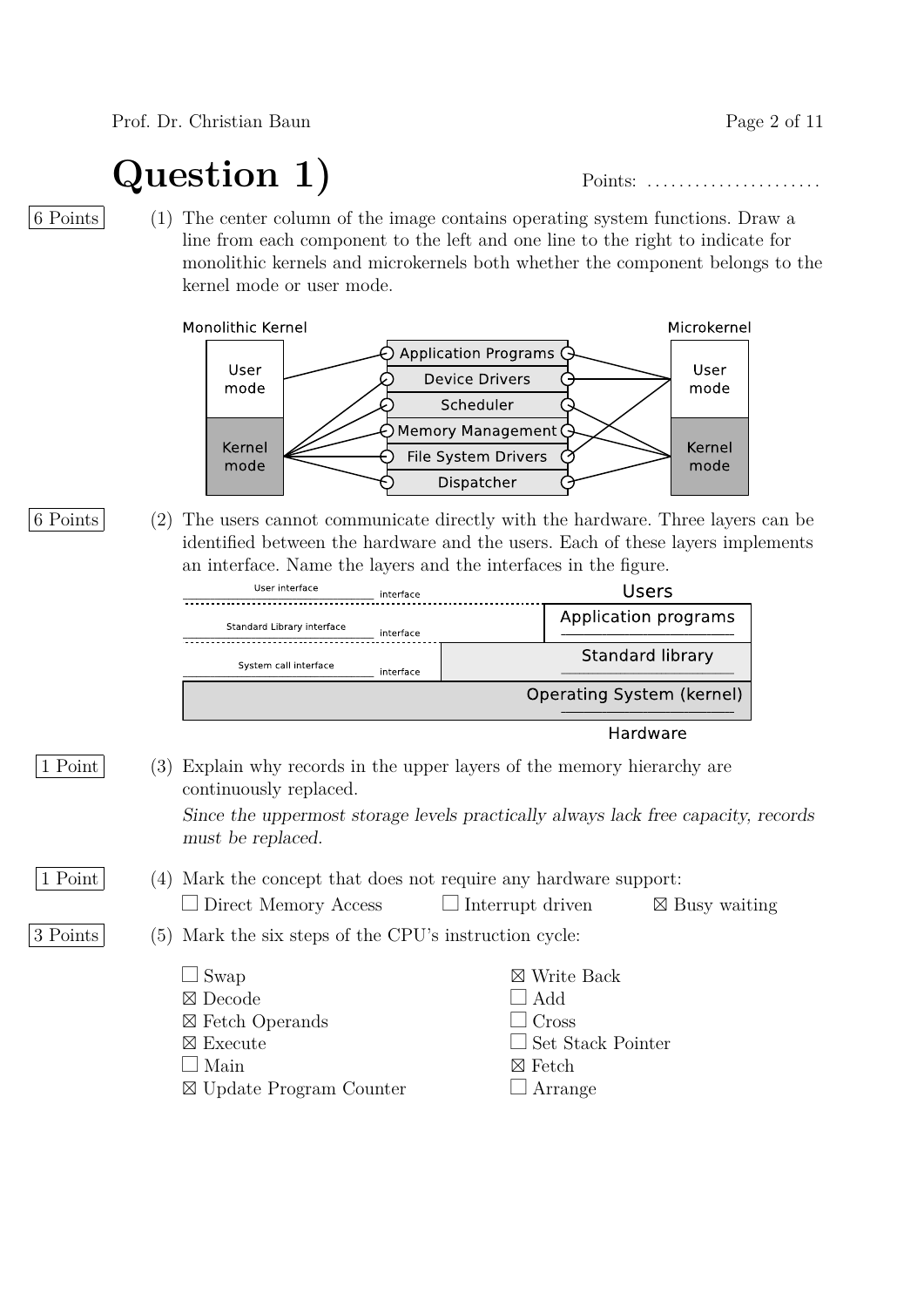# Question 1)

Points: ......................

6 Points

(1) The center column of the image contains operating system functions. Draw a line from each component to the left and one line to the right to indicate for monolithic kernels and microkernels both whether the component belongs to the kernel mode or user mode.

Monolithic Kernel | | Microkernel
--- | --- | ---
User mode | Application Programs | User mode
Kernel mode | Device Drivers | User mode
Kernel mode | Scheduler | Kernel mode
Kernel mode | Memory Management | Kernel mode
Kernel mode | File System Drivers | User mode
Kernel mode | Dispatcher | Kernel mode

6 Points

(2) The users cannot communicate directly with the hardware. Three layers can be identified between the hardware and the users. Each of these layers implements an interface. Name the layers and the interfaces in the figure.

- Users
- User interface interface
- Application programs
- Standard Library interface interface
- Standard library
- System call interface interface
- Operating System (kernel)
- Hardware

1 Point

(3) Explain why records in the upper layers of the memory hierarchy are continuously replaced.

*Since the uppermost storage levels practically always lack free capacity, records must be replaced.*

1 Point

(4) Mark the concept that does not require any hardware support:

☐ Direct Memory Access ☐ Interrupt driven ☒ Busy waiting

3 Points

(5) Mark the six steps of the CPU's instruction cycle:

☐ Swap
☒ Decode
☒ Fetch Operands
☒ Execute
☐ Main
☒ Update Program Counter
☒ Write Back
☐ Add
☐ Cross
☐ Set Stack Pointer
☒ Fetch
☐ Arrange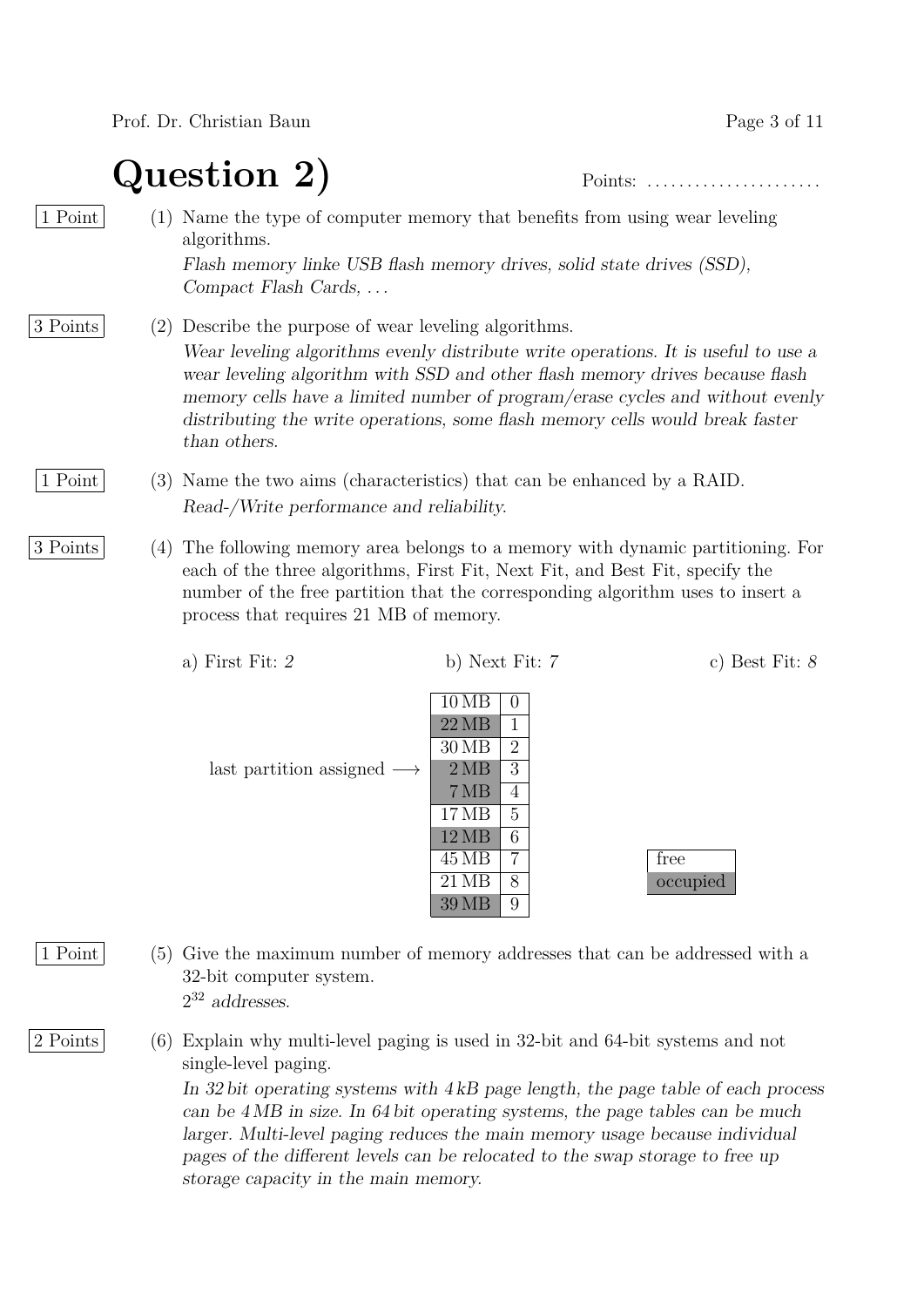# Question 2)

Points: ......................

1 Point

(1) Name the type of computer memory that benefits from using wear leveling algorithms.

*Flash memory linke USB flash memory drives, solid state drives (SSD), Compact Flash Cards, ...*

3 Points

(2) Describe the purpose of wear leveling algorithms.

*Wear leveling algorithms evenly distribute write operations. It is useful to use a wear leveling algorithm with SSD and other flash memory drives because flash memory cells have a limited number of program/erase cycles and without evenly distributing the write operations, some flash memory cells would break faster than others.*

1 Point

(3) Name the two aims (characteristics) that can be enhanced by a RAID.

*Read-/Write performance and reliability.*

3 Points

(4) The following memory area belongs to a memory with dynamic partitioning. For each of the three algorithms, First Fit, Next Fit, and Best Fit, specify the number of the free partition that the corresponding algorithm uses to insert a process that requires 21 MB of memory.

a) First Fit: *2*  b) Next Fit: *7*  c) Best Fit: *8*

| Size | Partition | Status |
|---|---|---|
| 10 MB | 0 | free |
| 22 MB | 1 | occupied |
| 30 MB | 2 | free |
| 2 MB | 3 | occupied (last partition assigned ⟶) |
| 7 MB | 4 | occupied |
| 17 MB | 5 | free |
| 12 MB | 6 | occupied |
| 45 MB | 7 | free |
| 21 MB | 8 | free |
| 39 MB | 9 | occupied |

Legend: free / occupied

1 Point

(5) Give the maximum number of memory addresses that can be addressed with a 32-bit computer system.

*$2^{32}$ addresses.*

2 Points

(6) Explain why multi-level paging is used in 32-bit and 64-bit systems and not single-level paging.

*In 32 bit operating systems with 4 kB page length, the page table of each process can be 4 MB in size. In 64 bit operating systems, the page tables can be much larger. Multi-level paging reduces the main memory usage because individual pages of the different levels can be relocated to the swap storage to free up storage capacity in the main memory.*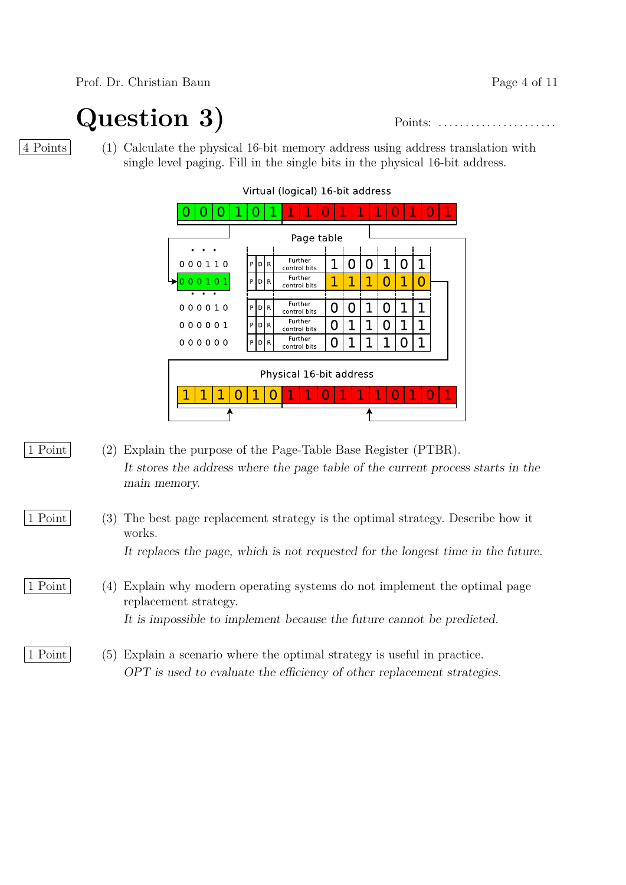# Question 3)

Points: ......................

4 Points

(1) Calculate the physical 16-bit memory address using address translation with single level paging. Fill in the single bits in the physical 16-bit address.

Virtual (logical) 16-bit address

| 0 | 0 | 0 | 1 | 0 | 1 | 1 | 1 | 0 | 1 | 1 | 1 | 0 | 1 | 0 | 1 |
|---|---|---|---|---|---|---|---|---|---|---|---|---|---|---|---|

Page table

| Page | | | | | | | | | | |
|---|---|---|---|---|---|---|---|---|---|---|
| ... | | | | | | | | | | |
| 000110 | P | D | R | Further control bits | 1 | 0 | 0 | 1 | 0 | 1 |
| 000101 | P | D | R | Further control bits | 1 | 1 | 1 | 0 | 1 | 0 |
| ... | | | | | | | | | | |
| 000010 | P | D | R | Further control bits | 0 | 0 | 1 | 0 | 1 | 1 |
| 000001 | P | D | R | Further control bits | 0 | 1 | 1 | 0 | 1 | 1 |
| 000000 | P | D | R | Further control bits | 0 | 1 | 1 | 1 | 0 | 1 |

Physical 16-bit address

| 1 | 1 | 1 | 0 | 1 | 0 | 1 | 1 | 0 | 1 | 1 | 1 | 0 | 1 | 0 | 1 |
|---|---|---|---|---|---|---|---|---|---|---|---|---|---|---|---|

1 Point

(2) Explain the purpose of the Page-Table Base Register (PTBR).

*It stores the address where the page table of the current process starts in the main memory.*

1 Point

(3) The best page replacement strategy is the optimal strategy. Describe how it works.

*It replaces the page, which is not requested for the longest time in the future.*

1 Point

(4) Explain why modern operating systems do not implement the optimal page replacement strategy.

*It is impossible to implement because the future cannot be predicted.*

1 Point

(5) Explain a scenario where the optimal strategy is useful in practice.

*OPT is used to evaluate the efficiency of other replacement strategies.*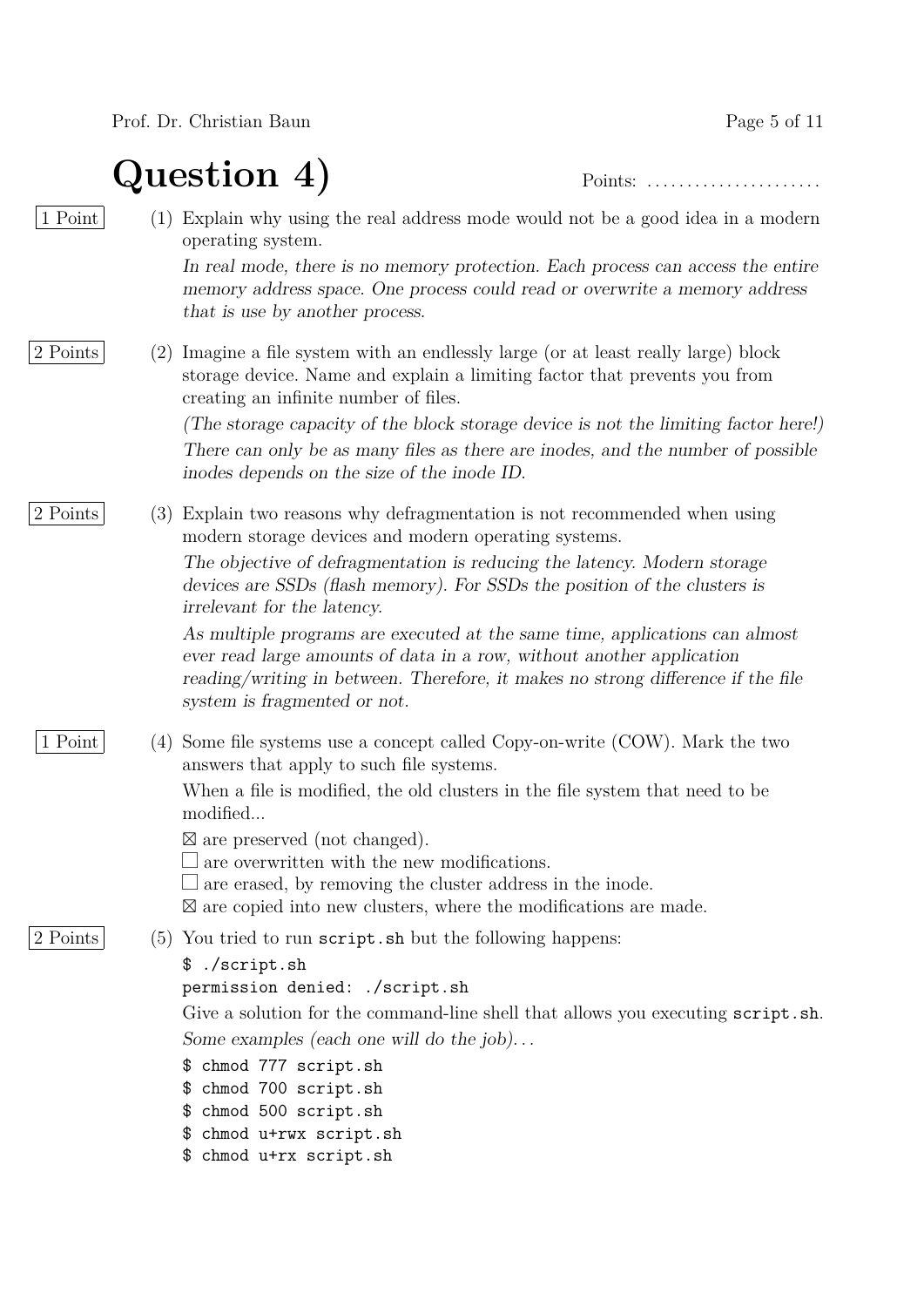# Question 4)

Points: ......................

1 Point

(1) Explain why using the real address mode would not be a good idea in a modern operating system.

*In real mode, there is no memory protection. Each process can access the entire memory address space. One process could read or overwrite a memory address that is use by another process.*

2 Points

(2) Imagine a file system with an endlessly large (or at least really large) block storage device. Name and explain a limiting factor that prevents you from creating an infinite number of files.

*(The storage capacity of the block storage device is not the limiting factor here!)*

*There can only be as many files as there are inodes, and the number of possible inodes depends on the size of the inode ID.*

2 Points

(3) Explain two reasons why defragmentation is not recommended when using modern storage devices and modern operating systems.

*The objective of defragmentation is reducing the latency. Modern storage devices are SSDs (flash memory). For SSDs the position of the clusters is irrelevant for the latency.*

*As multiple programs are executed at the same time, applications can almost ever read large amounts of data in a row, without another application reading/writing in between. Therefore, it makes no strong difference if the file system is fragmented or not.*

1 Point

(4) Some file systems use a concept called Copy-on-write (COW). Mark the two answers that apply to such file systems.

When a file is modified, the old clusters in the file system that need to be modified...

- ☒ are preserved (not changed).
- ☐ are overwritten with the new modifications.
- ☐ are erased, by removing the cluster address in the inode.
- ☒ are copied into new clusters, where the modifications are made.

2 Points

(5) You tried to run `script.sh` but the following happens:

```
$ ./script.sh
permission denied: ./script.sh
```

Give a solution for the command-line shell that allows you executing `script.sh`.

*Some examples (each one will do the job)...*

```
$ chmod 777 script.sh
$ chmod 700 script.sh
$ chmod 500 script.sh
$ chmod u+rwx script.sh
$ chmod u+rx script.sh
```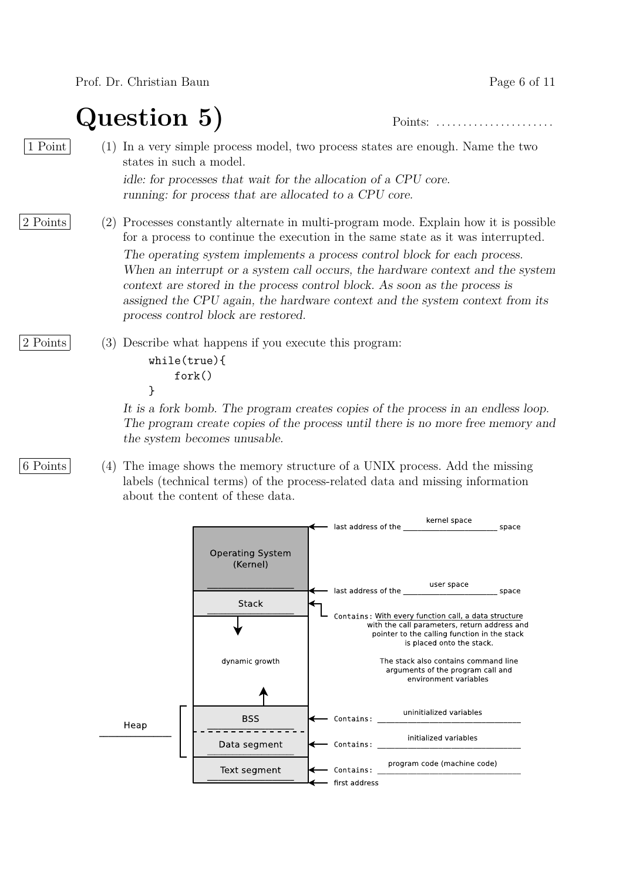# Question 5)

Points: ......................

1 Point

(1) In a very simple process model, two process states are enough. Name the two states in such a model.

*idle: for processes that wait for the allocation of a CPU core.*
*running: for process that are allocated to a CPU core.*

2 Points

(2) Processes constantly alternate in multi-program mode. Explain how it is possible for a process to continue the execution in the same state as it was interrupted.

*The operating system implements a process control block for each process. When an interrupt or a system call occurs, the hardware context and the system context are stored in the process control block. As soon as the process is assigned the CPU again, the hardware context and the system context from its process control block are restored.*

2 Points

(3) Describe what happens if you execute this program:

```
while(true){
    fork()
}
```

*It is a fork bomb. The program creates copies of the process in an endless loop. The program create copies of the process until there is no more free memory and the system becomes unusable.*

6 Points

(4) The image shows the memory structure of a UNIX process. Add the missing labels (technical terms) of the process-related data and missing information about the content of these data.

- Operating System (Kernel) — last address of the kernel space space
- Stack — last address of the user space space
  - Contains: With every function call, a data structure with the call parameters, return address and pointer to the calling function in the stack is placed onto the stack. The stack also contains command line arguments of the program call and environment variables
- dynamic growth
- Heap:
  - BSS — Contains: uninitialized variables
  - Data segment — Contains: initialized variables
- Text segment — Contains: program code (machine code)
- first address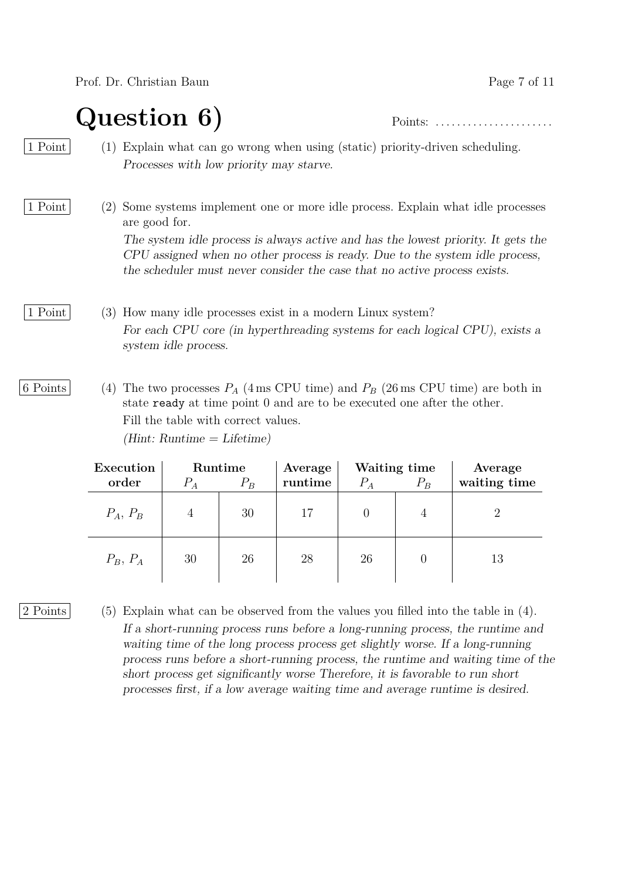# Question 6)

Points: ......................

1 Point

(1) Explain what can go wrong when using (static) priority-driven scheduling.

*Processes with low priority may starve.*

1 Point

(2) Some systems implement one or more idle process. Explain what idle processes are good for.

*The system idle process is always active and has the lowest priority. It gets the CPU assigned when no other process is ready. Due to the system idle process, the scheduler must never consider the case that no active process exists.*

1 Point

(3) How many idle processes exist in a modern Linux system?

*For each CPU core (in hyperthreading systems for each logical CPU), exists a system idle process.*

6 Points

(4) The two processes $P_A$ (4 ms CPU time) and $P_B$ (26 ms CPU time) are both in state `ready` at time point 0 and are to be executed one after the other.

Fill the table with correct values.

*(Hint: Runtime = Lifetime)*

| **Execution order** | **Runtime** | | **Average runtime** | **Waiting time** | | **Average waiting time** |
|---|---|---|---|---|---|---|
| | $P_A$ | $P_B$ | | $P_A$ | $P_B$ | |
| $P_A$, $P_B$ | 4 | 30 | 17 | 0 | 4 | 2 |
| $P_B$, $P_A$ | 30 | 26 | 28 | 26 | 0 | 13 |

2 Points

(5) Explain what can be observed from the values you filled into the table in (4).

*If a short-running process runs before a long-running process, the runtime and waiting time of the long process process get slightly worse. If a long-running process runs before a short-running process, the runtime and waiting time of the short process get significantly worse Therefore, it is favorable to run short processes first, if a low average waiting time and average runtime is desired.*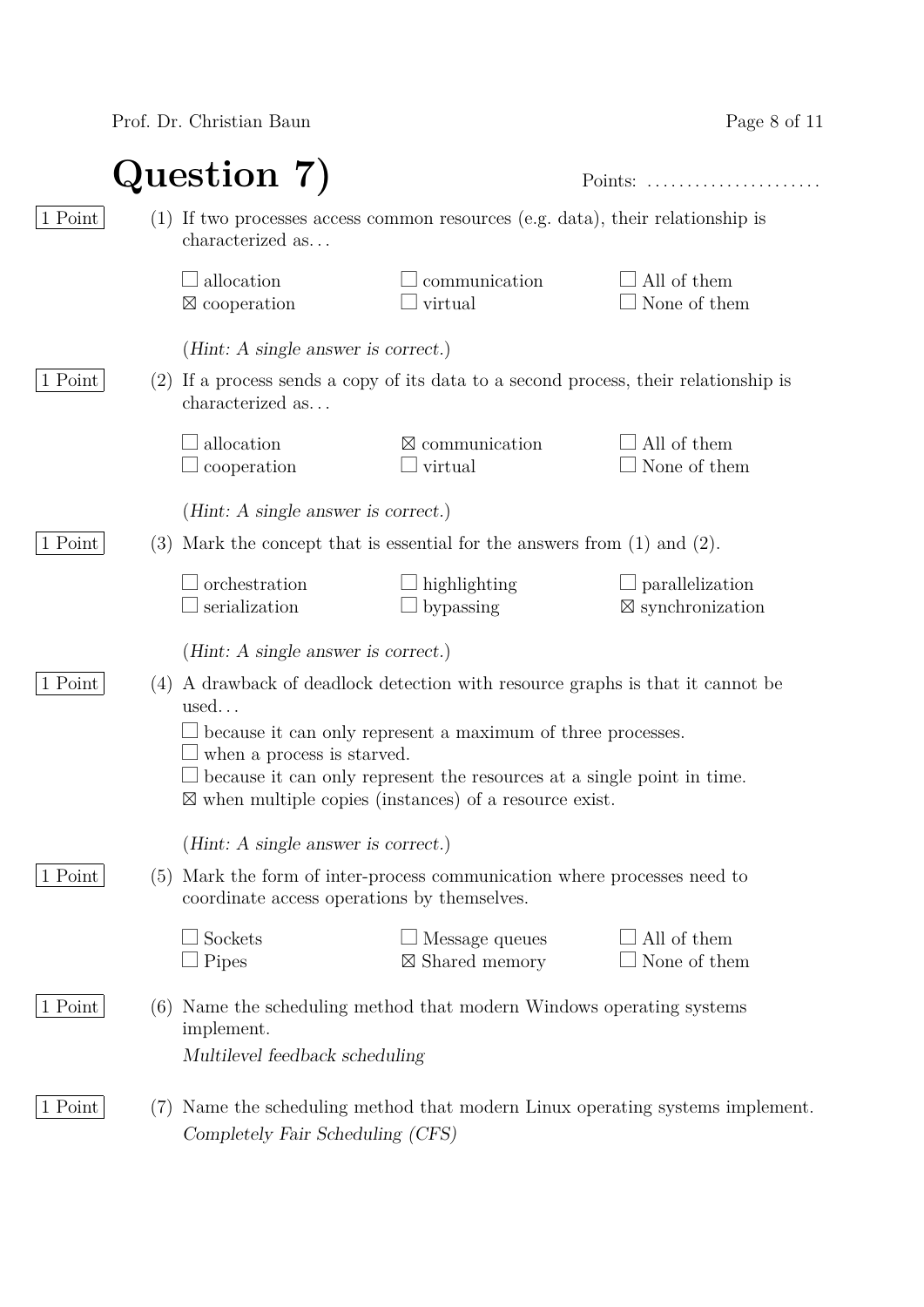# Question 7)

Points: ......................

1 Point (1) If two processes access common resources (e.g. data), their relationship is characterized as...

- ☐ allocation
- ☐ communication
- ☐ All of them
- ☒ cooperation
- ☐ virtual
- ☐ None of them

(*Hint: A single answer is correct.*)

1 Point (2) If a process sends a copy of its data to a second process, their relationship is characterized as...

- ☐ allocation
- ☒ communication
- ☐ All of them
- ☐ cooperation
- ☐ virtual
- ☐ None of them

(*Hint: A single answer is correct.*)

1 Point (3) Mark the concept that is essential for the answers from (1) and (2).

- ☐ orchestration
- ☐ highlighting
- ☐ parallelization
- ☐ serialization
- ☐ bypassing
- ☒ synchronization

(*Hint: A single answer is correct.*)

1 Point (4) A drawback of deadlock detection with resource graphs is that it cannot be used...

- ☐ because it can only represent a maximum of three processes.
- ☐ when a process is starved.
- ☐ because it can only represent the resources at a single point in time.
- ☒ when multiple copies (instances) of a resource exist.

(*Hint: A single answer is correct.*)

1 Point (5) Mark the form of inter-process communication where processes need to coordinate access operations by themselves.

- ☐ Sockets
- ☐ Message queues
- ☐ All of them
- ☐ Pipes
- ☒ Shared memory
- ☐ None of them

1 Point (6) Name the scheduling method that modern Windows operating systems implement.

*Multilevel feedback scheduling*

1 Point (7) Name the scheduling method that modern Linux operating systems implement.

*Completely Fair Scheduling (CFS)*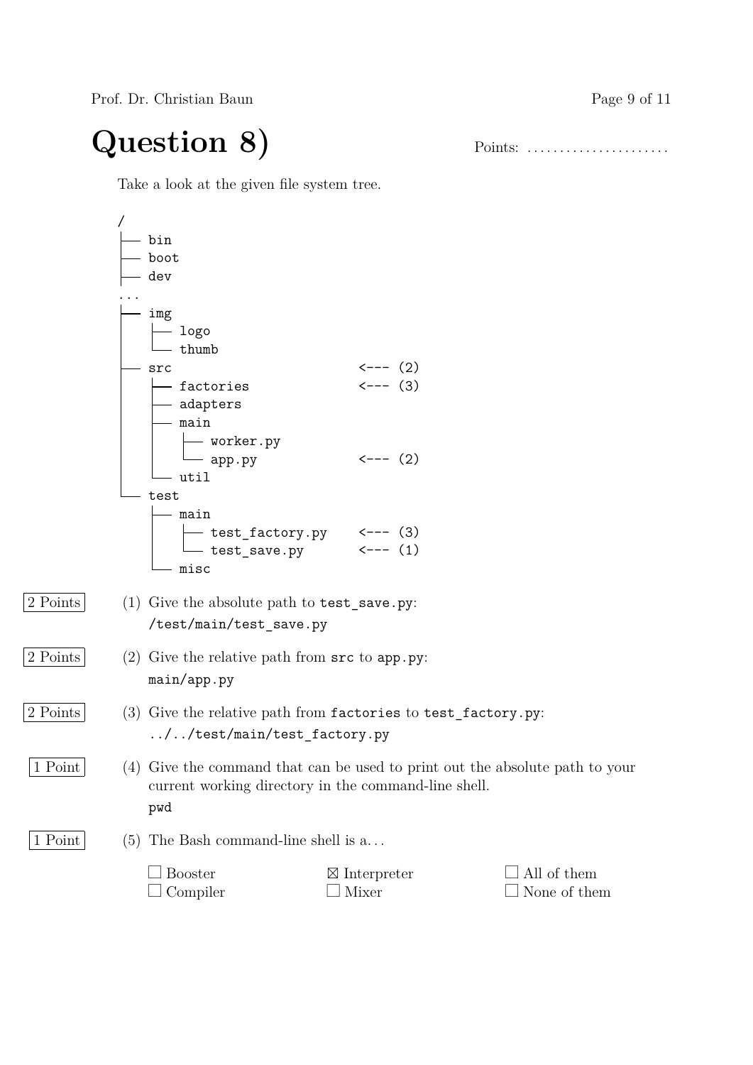# Question 8)

Points: ......................

Take a look at the given file system tree.

```
/
├── bin
├── boot
├── dev
...
├── img
│   ├── logo
│   └── thumb
├── src                       <--- (2)
│   ├── factories             <--- (3)
│   ├── adapters
│   ├── main
│   │   ├── worker.py
│   │   └── app.py            <--- (2)
│   └── util
└── test
    ├── main
    │   ├── test_factory.py   <--- (3)
    │   └── test_save.py      <--- (1)
    └── misc
```

2 Points — (1) Give the absolute path to `test_save.py`:
`/test/main/test_save.py`

2 Points — (2) Give the relative path from `src` to `app.py`:
`main/app.py`

2 Points — (3) Give the relative path from `factories` to `test_factory.py`:
`../../test/main/test_factory.py`

1 Point — (4) Give the command that can be used to print out the absolute path to your current working directory in the command-line shell.
`pwd`

1 Point — (5) The Bash command-line shell is a...

- ☐ Booster
- ☐ Compiler
- ☒ Interpreter
- ☐ Mixer
- ☐ All of them
- ☐ None of them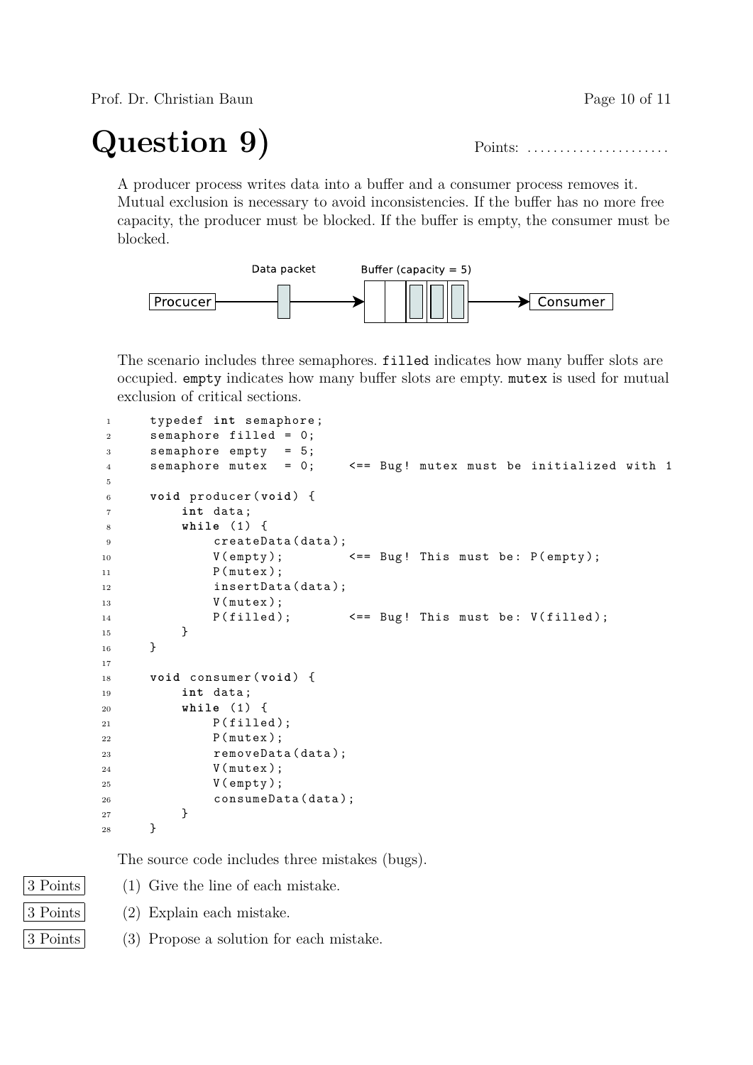# Question 9)

Points: ......................

A producer process writes data into a buffer and a consumer process removes it. Mutual exclusion is necessary to avoid inconsistencies. If the buffer has no more free capacity, the producer must be blocked. If the buffer is empty, the consumer must be blocked.

Procucer → Data packet → Buffer (capacity = 5) → Consumer

The scenario includes three semaphores. `filled` indicates how many buffer slots are occupied. `empty` indicates how many buffer slots are empty. `mutex` is used for mutual exclusion of critical sections.

```
1       typedef int semaphore;
2       semaphore filled = 0;
3       semaphore empty  = 5;
4       semaphore mutex  = 0;     <== Bug! mutex must be initialized with 1
5
6       void producer(void) {
7           int data;
8           while (1) {
9               createData(data);
10              V(empty);         <== Bug! This must be: P(empty);
11              P(mutex);
12              insertData(data);
13              V(mutex);
14              P(filled);        <== Bug! This must be: V(filled);
15          }
16      }
17
18      void consumer(void) {
19          int data;
20          while (1) {
21              P(filled);
22              P(mutex);
23              removeData(data);
24              V(mutex);
25              V(empty);
26              consumeData(data);
27          }
28      }
```

The source code includes three mistakes (bugs).

3 Points (1) Give the line of each mistake.

3 Points (2) Explain each mistake.

3 Points (3) Propose a solution for each mistake.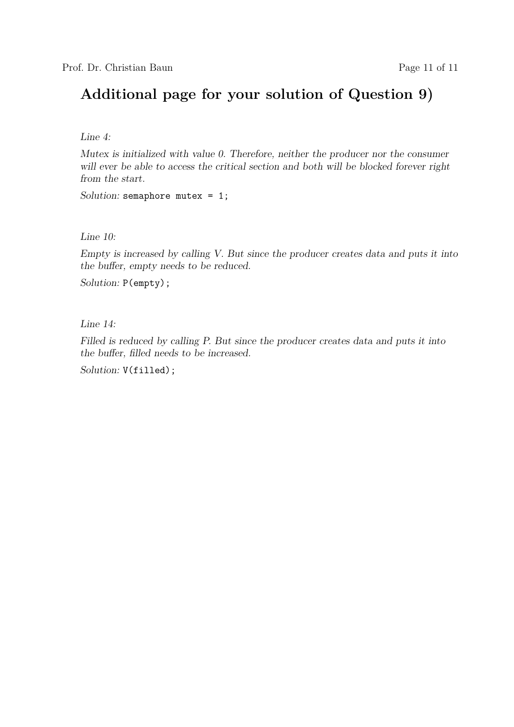## Additional page for your solution of Question 9)

*Line 4:*

*Mutex is initialized with value 0. Therefore, neither the producer nor the consumer will ever be able to access the critical section and both will be blocked forever right from the start.*

*Solution:* `semaphore mutex = 1;`

*Line 10:*

*Empty is increased by calling V. But since the producer creates data and puts it into the buffer, empty needs to be reduced.*

*Solution:* `P(empty);`

*Line 14:*

*Filled is reduced by calling P. But since the producer creates data and puts it into the buffer, filled needs to be increased.*

*Solution:* `V(filled);`